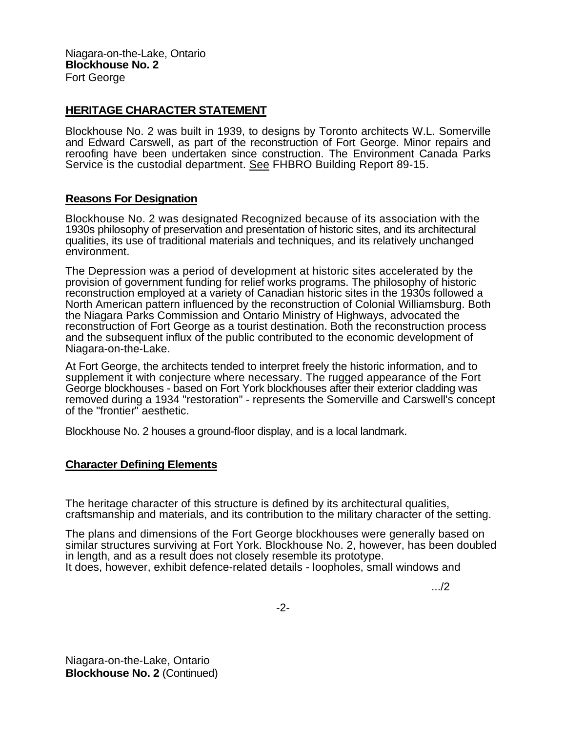Niagara-on-the-Lake, Ontario
**Blockhouse No. 2**
Fort George

## HERITAGE CHARACTER STATEMENT

Blockhouse No. 2 was built in 1939, to designs by Toronto architects W.L. Somerville and Edward Carswell, as part of the reconstruction of Fort George. Minor repairs and reroofing have been undertaken since construction. The Environment Canada Parks Service is the custodial department. See FHBRO Building Report 89-15.

### Reasons For Designation

Blockhouse No. 2 was designated Recognized because of its association with the 1930s philosophy of preservation and presentation of historic sites, and its architectural qualities, its use of traditional materials and techniques, and its relatively unchanged environment.

The Depression was a period of development at historic sites accelerated by the provision of government funding for relief works programs. The philosophy of historic reconstruction employed at a variety of Canadian historic sites in the 1930s followed a North American pattern influenced by the reconstruction of Colonial Williamsburg. Both the Niagara Parks Commission and Ontario Ministry of Highways, advocated the reconstruction of Fort George as a tourist destination. Both the reconstruction process and the subsequent influx of the public contributed to the economic development of Niagara-on-the-Lake.

At Fort George, the architects tended to interpret freely the historic information, and to supplement it with conjecture where necessary. The rugged appearance of the Fort George blockhouses - based on Fort York blockhouses after their exterior cladding was removed during a 1934 "restoration" - represents the Somerville and Carswell's concept of the "frontier" aesthetic.

Blockhouse No. 2 houses a ground-floor display, and is a local landmark.

### Character Defining Elements

The heritage character of this structure is defined by its architectural qualities, craftsmanship and materials, and its contribution to the military character of the setting.

The plans and dimensions of the Fort George blockhouses were generally based on similar structures surviving at Fort York. Blockhouse No. 2, however, has been doubled in length, and as a result does not closely resemble its prototype.
It does, however, exhibit defence-related details - loopholes, small windows and

.../2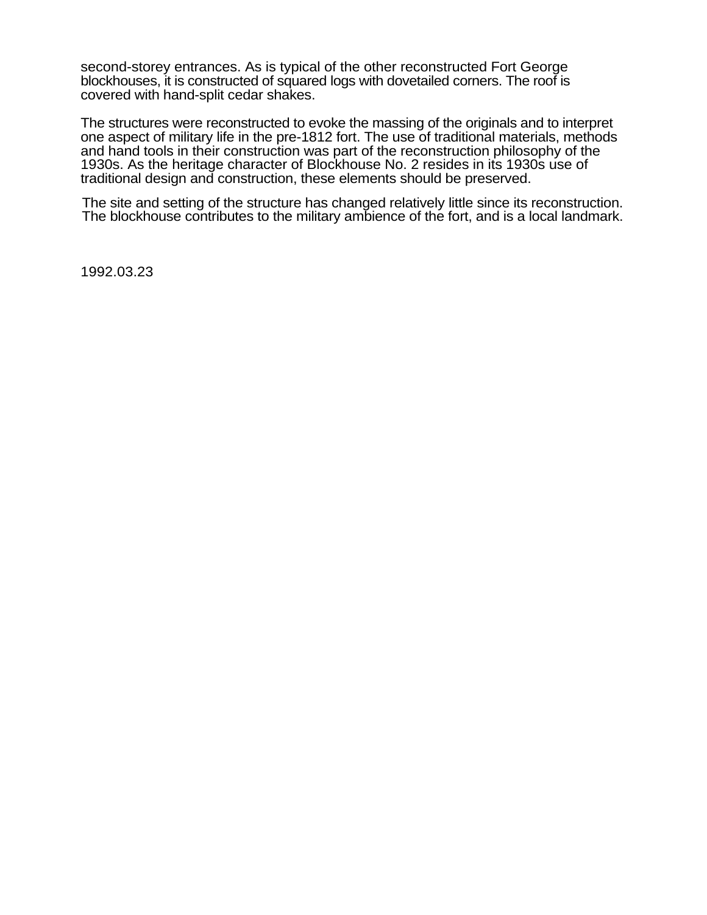second-storey entrances. As is typical of the other reconstructed Fort George blockhouses, it is constructed of squared logs with dovetailed corners. The roof is covered with hand-split cedar shakes.

The structures were reconstructed to evoke the massing of the originals and to interpret one aspect of military life in the pre-1812 fort. The use of traditional materials, methods and hand tools in their construction was part of the reconstruction philosophy of the 1930s. As the heritage character of Blockhouse No. 2 resides in its 1930s use of traditional design and construction, these elements should be preserved.

The site and setting of the structure has changed relatively little since its reconstruction. The blockhouse contributes to the military ambience of the fort, and is a local landmark.

1992.03.23